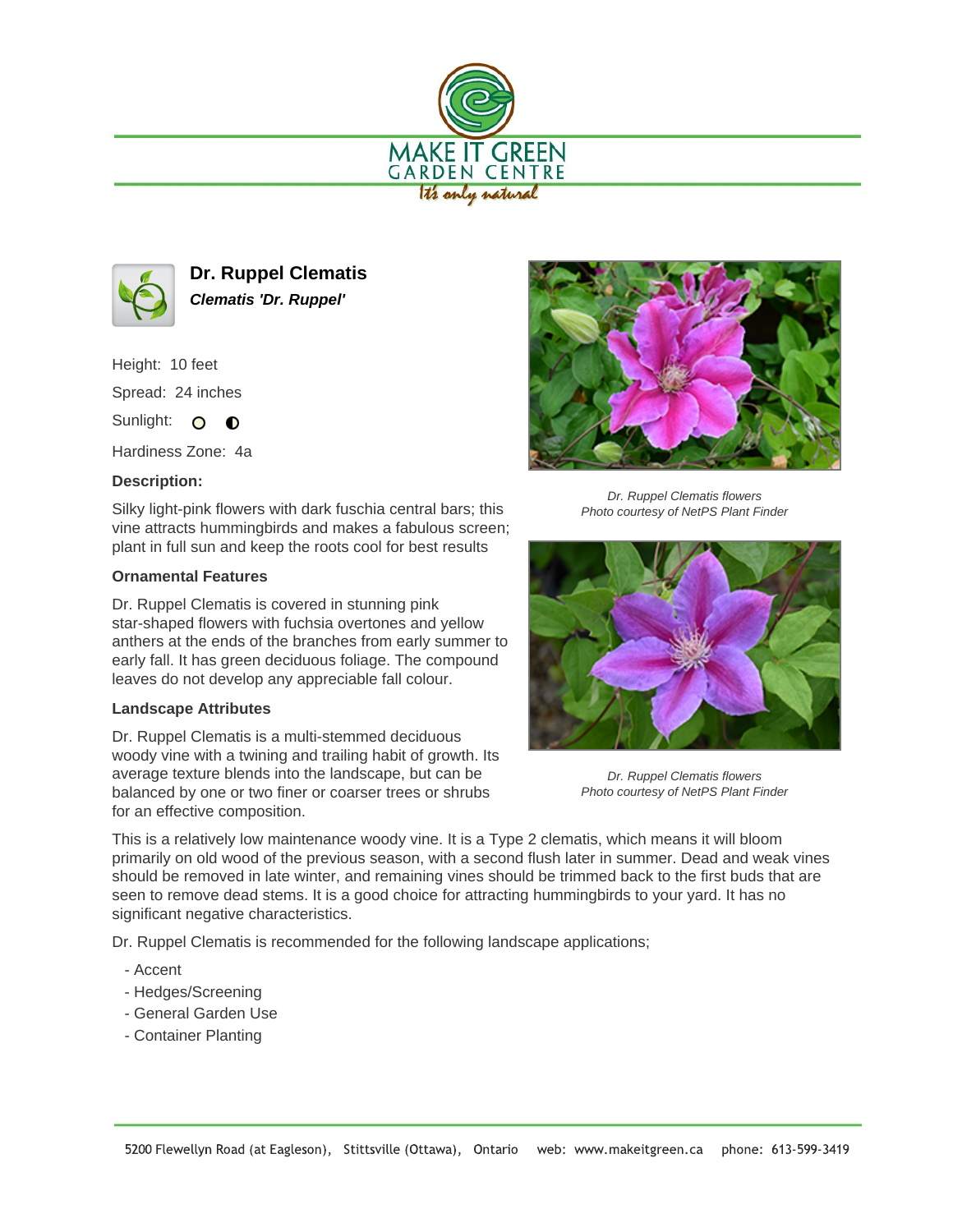# Dr. Ruppel Clematis

***Clematis 'Dr. Ruppel'***

Height: 10 feet

Spread: 24 inches

Sunlight: ○ ◐

Hardiness Zone: 4a

**Description:**

Silky light-pink flowers with dark fuschia central bars; this vine attracts hummingbirds and makes a fabulous screen; plant in full sun and keep the roots cool for best results

**Ornamental Features**

Dr. Ruppel Clematis is covered in stunning pink star-shaped flowers with fuchsia overtones and yellow anthers at the ends of the branches from early summer to early fall. It has green deciduous foliage. The compound leaves do not develop any appreciable fall colour.

**Landscape Attributes**

Dr. Ruppel Clematis is a multi-stemmed deciduous woody vine with a twining and trailing habit of growth. Its average texture blends into the landscape, but can be balanced by one or two finer or coarser trees or shrubs for an effective composition.

*Dr. Ruppel Clematis flowers*
*Photo courtesy of NetPS Plant Finder*

*Dr. Ruppel Clematis flowers*
*Photo courtesy of NetPS Plant Finder*

This is a relatively low maintenance woody vine. It is a Type 2 clematis, which means it will bloom primarily on old wood of the previous season, with a second flush later in summer. Dead and weak vines should be removed in late winter, and remaining vines should be trimmed back to the first buds that are seen to remove dead stems. It is a good choice for attracting hummingbirds to your yard. It has no significant negative characteristics.

Dr. Ruppel Clematis is recommended for the following landscape applications;

- Accent
- Hedges/Screening
- General Garden Use
- Container Planting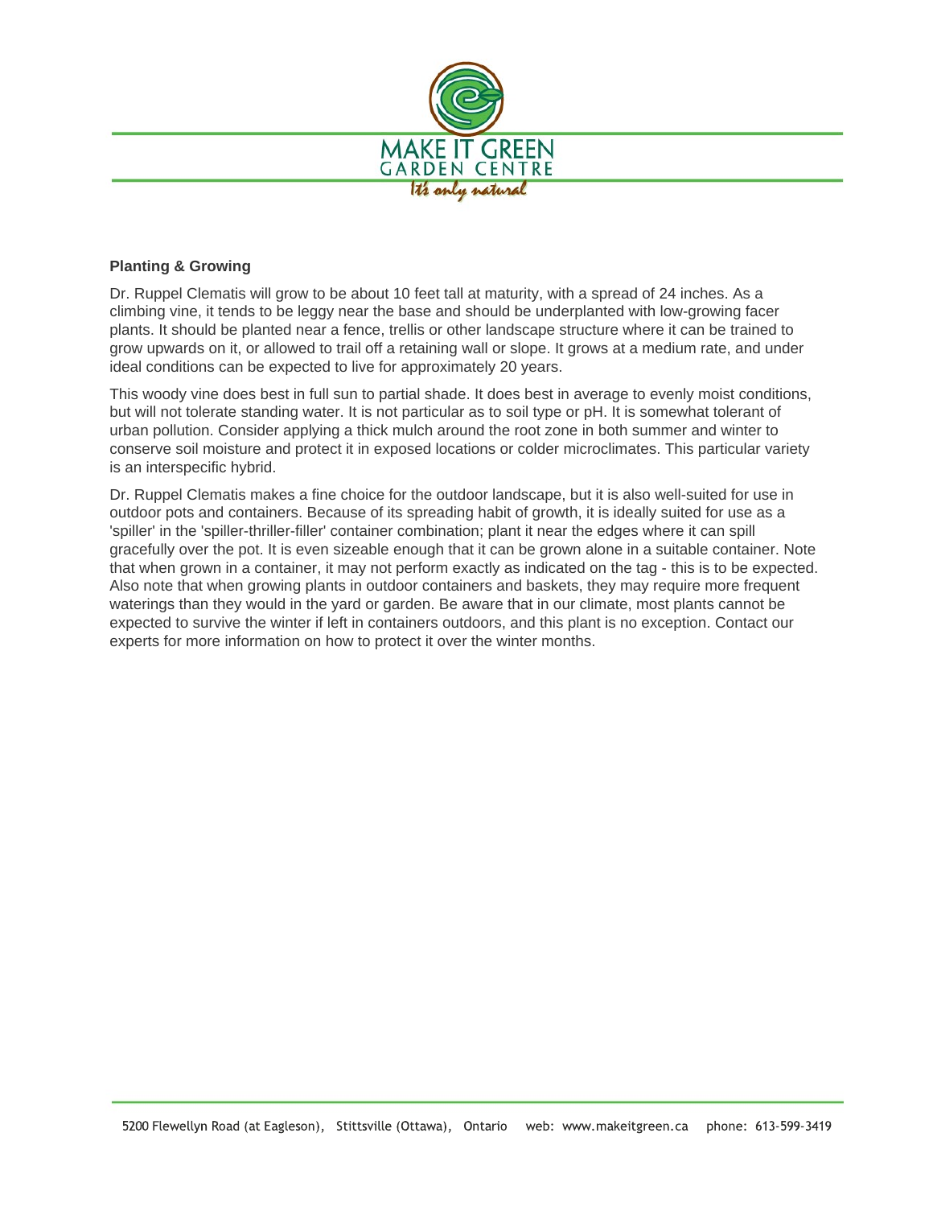**Planting & Growing**

Dr. Ruppel Clematis will grow to be about 10 feet tall at maturity, with a spread of 24 inches. As a climbing vine, it tends to be leggy near the base and should be underplanted with low-growing facer plants. It should be planted near a fence, trellis or other landscape structure where it can be trained to grow upwards on it, or allowed to trail off a retaining wall or slope. It grows at a medium rate, and under ideal conditions can be expected to live for approximately 20 years.

This woody vine does best in full sun to partial shade. It does best in average to evenly moist conditions, but will not tolerate standing water. It is not particular as to soil type or pH. It is somewhat tolerant of urban pollution. Consider applying a thick mulch around the root zone in both summer and winter to conserve soil moisture and protect it in exposed locations or colder microclimates. This particular variety is an interspecific hybrid.

Dr. Ruppel Clematis makes a fine choice for the outdoor landscape, but it is also well-suited for use in outdoor pots and containers. Because of its spreading habit of growth, it is ideally suited for use as a 'spiller' in the 'spiller-thriller-filler' container combination; plant it near the edges where it can spill gracefully over the pot. It is even sizeable enough that it can be grown alone in a suitable container. Note that when grown in a container, it may not perform exactly as indicated on the tag - this is to be expected. Also note that when growing plants in outdoor containers and baskets, they may require more frequent waterings than they would in the yard or garden. Be aware that in our climate, most plants cannot be expected to survive the winter if left in containers outdoors, and this plant is no exception. Contact our experts for more information on how to protect it over the winter months.